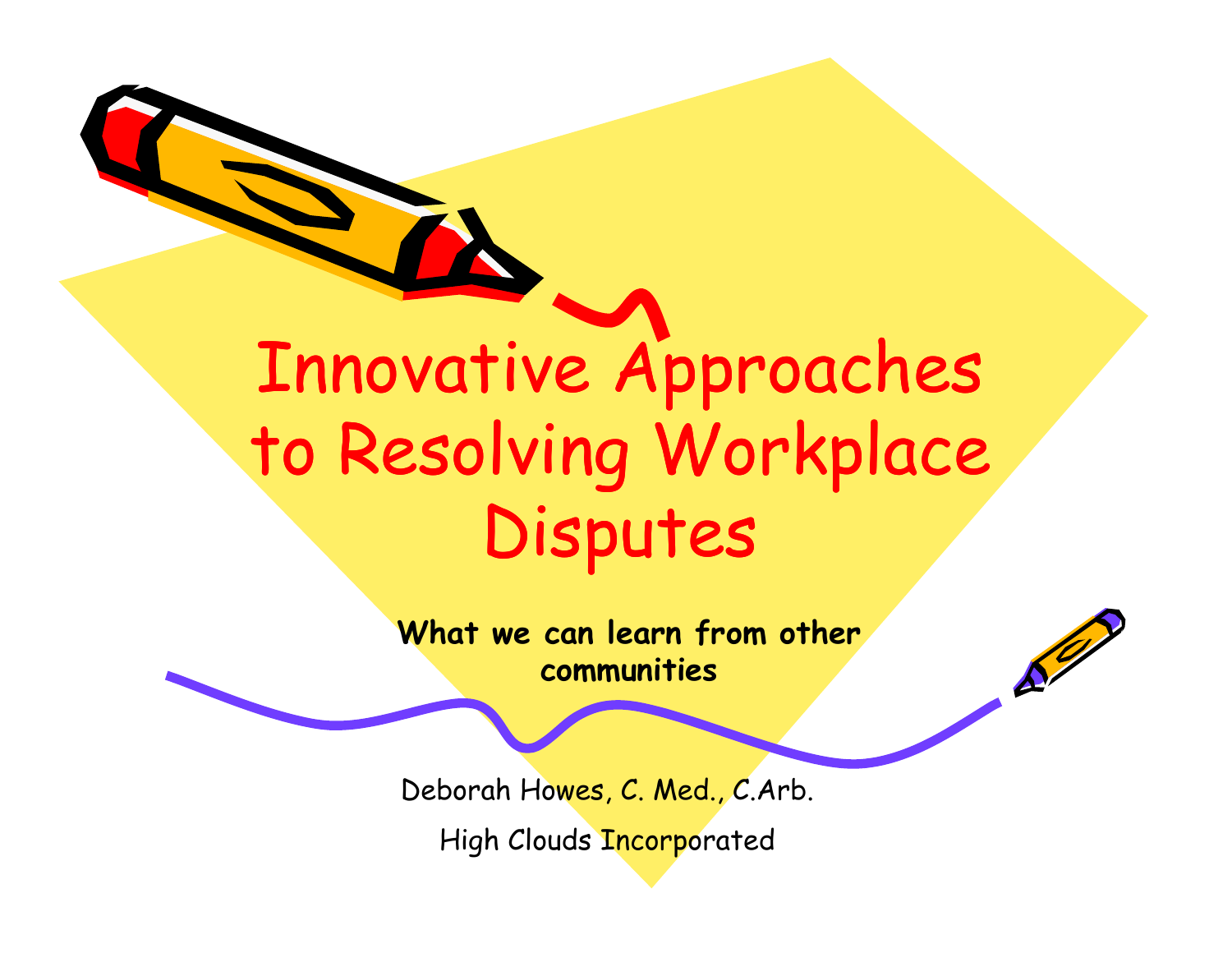# Innovative Approaches to Resolving Workplace Disputes

**What we can learn from other communities**

Deborah Howes, C. Med., C.Arb.

High Clouds Incorporated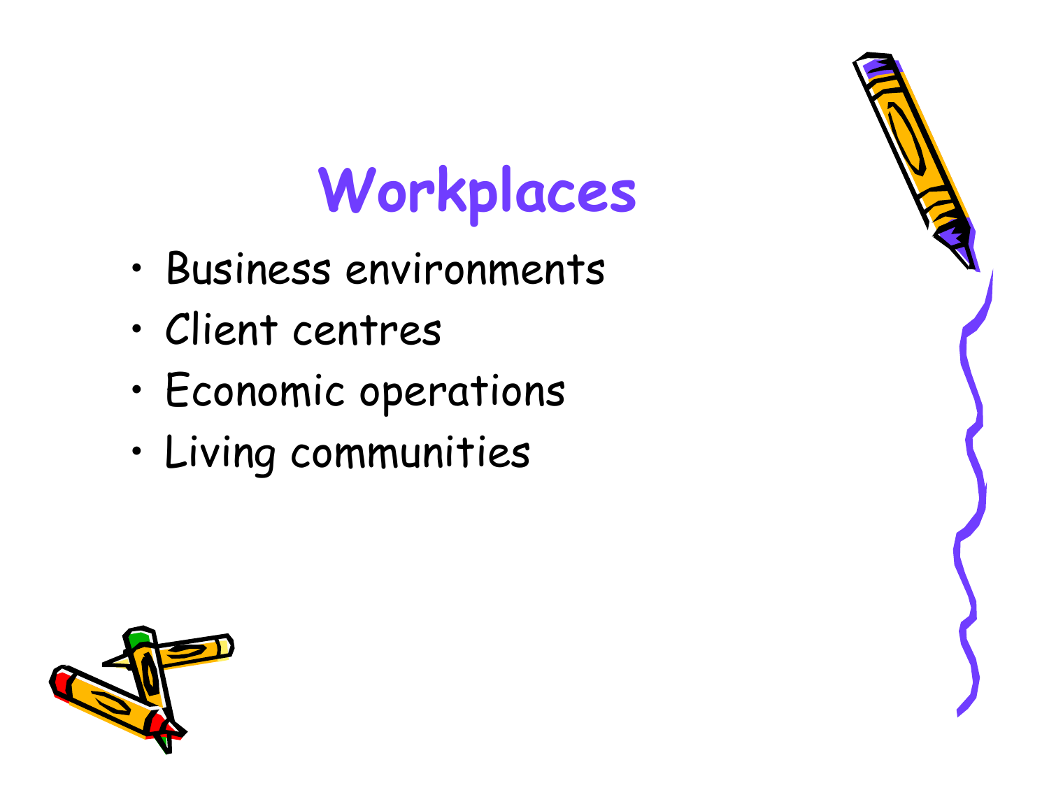# Workplaces

- Business environments
- Client centres
- Economic operations
- Living communities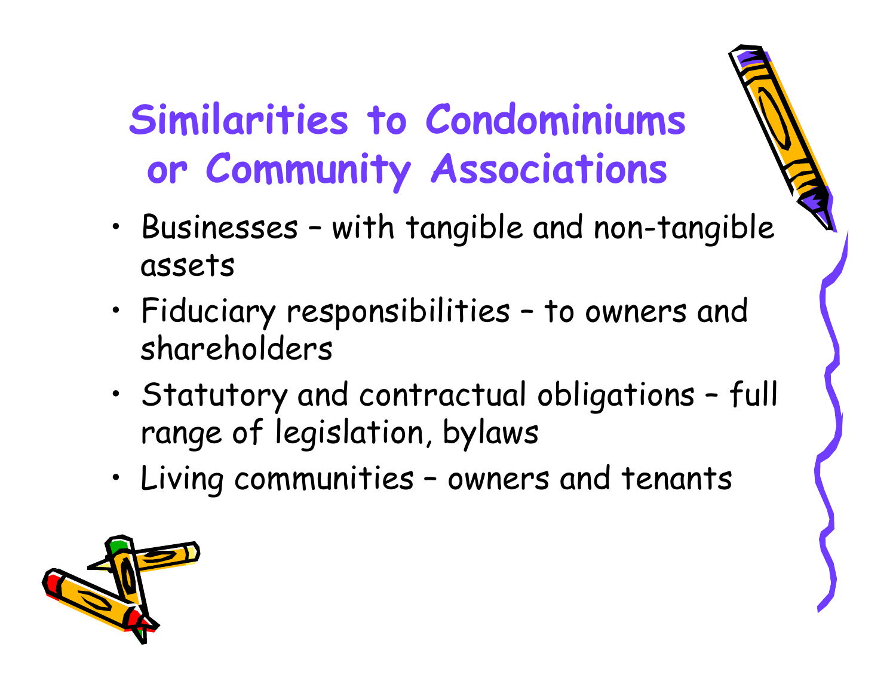# Similarities to Condominiums or Community Associations

- Businesses – with tangible and non-tangible assets
- Fiduciary responsibilities – to owners and shareholders
- Statutory and contractual obligations – full range of legislation, bylaws
- Living communities – owners and tenants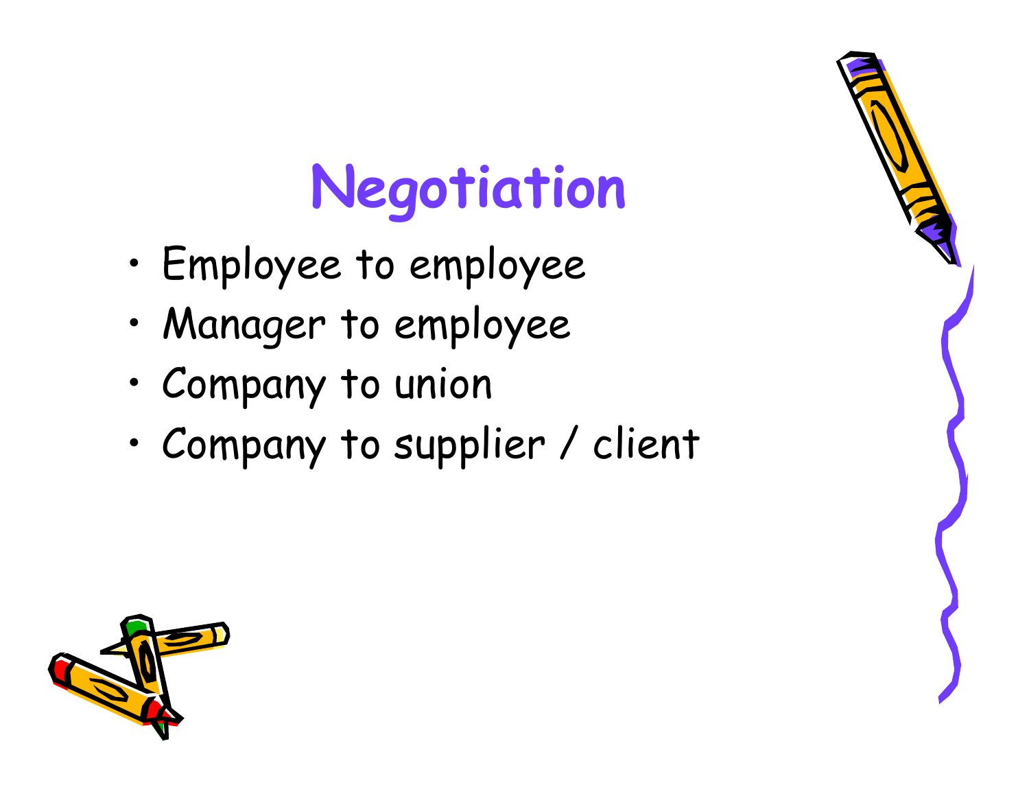# Negotiation

- Employee to employee
- Manager to employee
- Company to union
- Company to supplier / client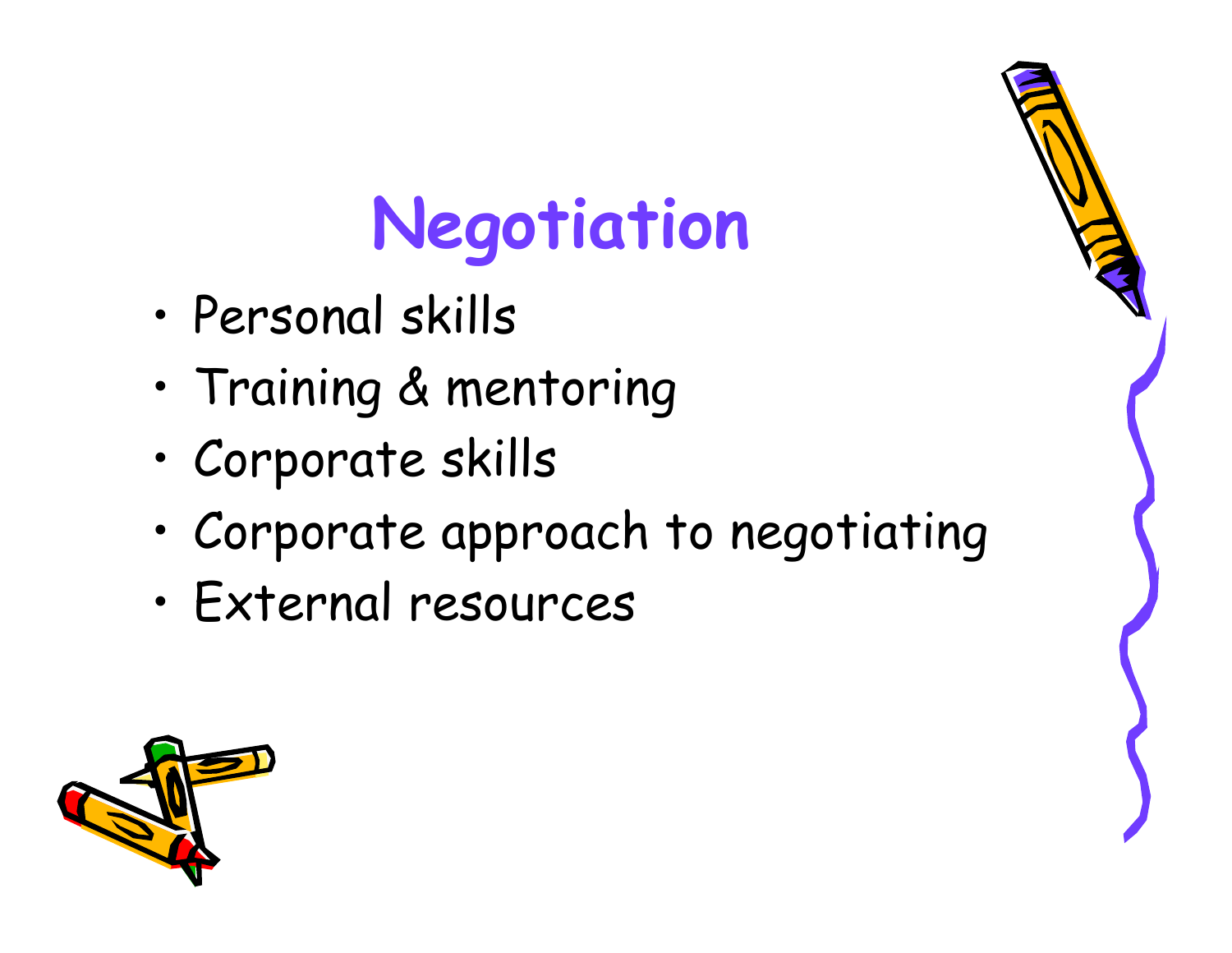# Negotiation

- Personal skills
- Training & mentoring
- Corporate skills
- Corporate approach to negotiating
- External resources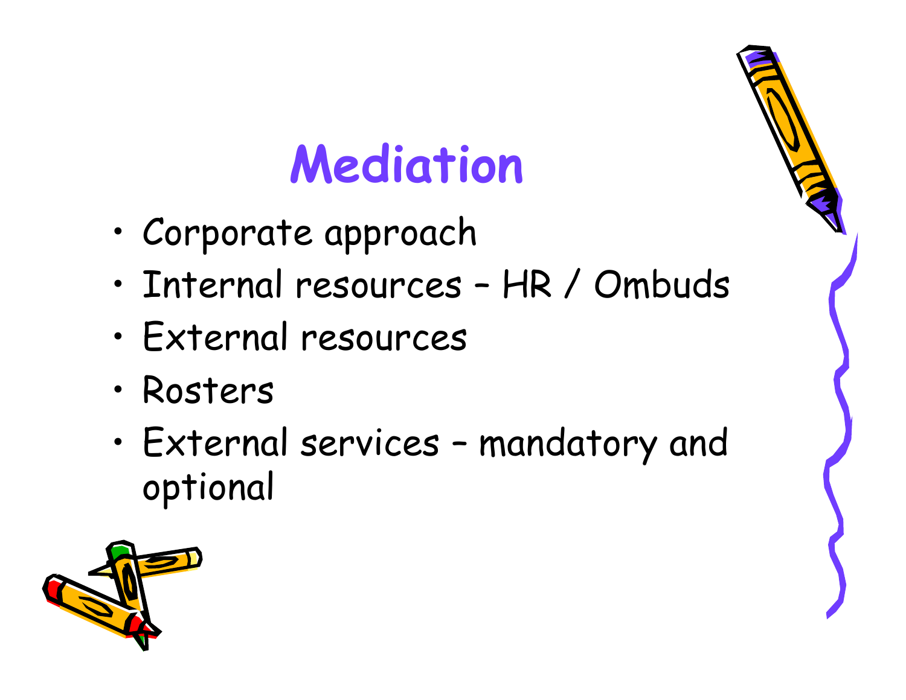# Mediation

- Corporate approach
- Internal resources – HR / Ombuds
- External resources
- Rosters
- External services – mandatory and optional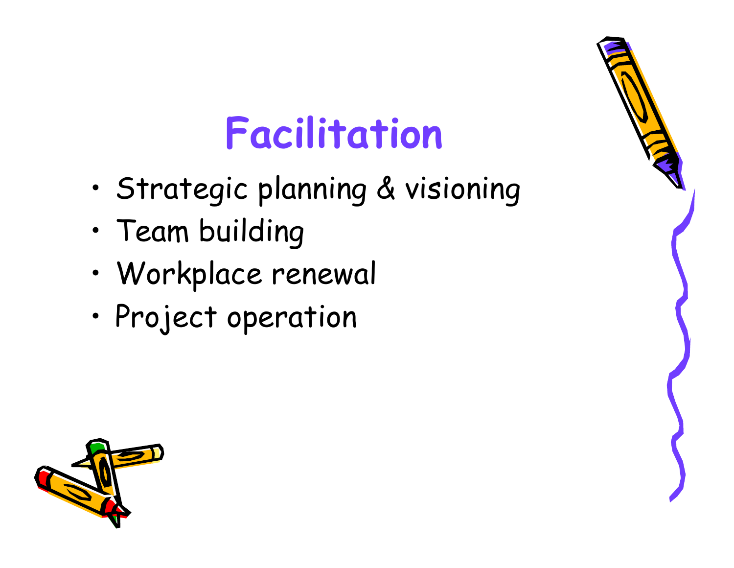# Facilitation

- Strategic planning & visioning
- Team building
- Workplace renewal
- Project operation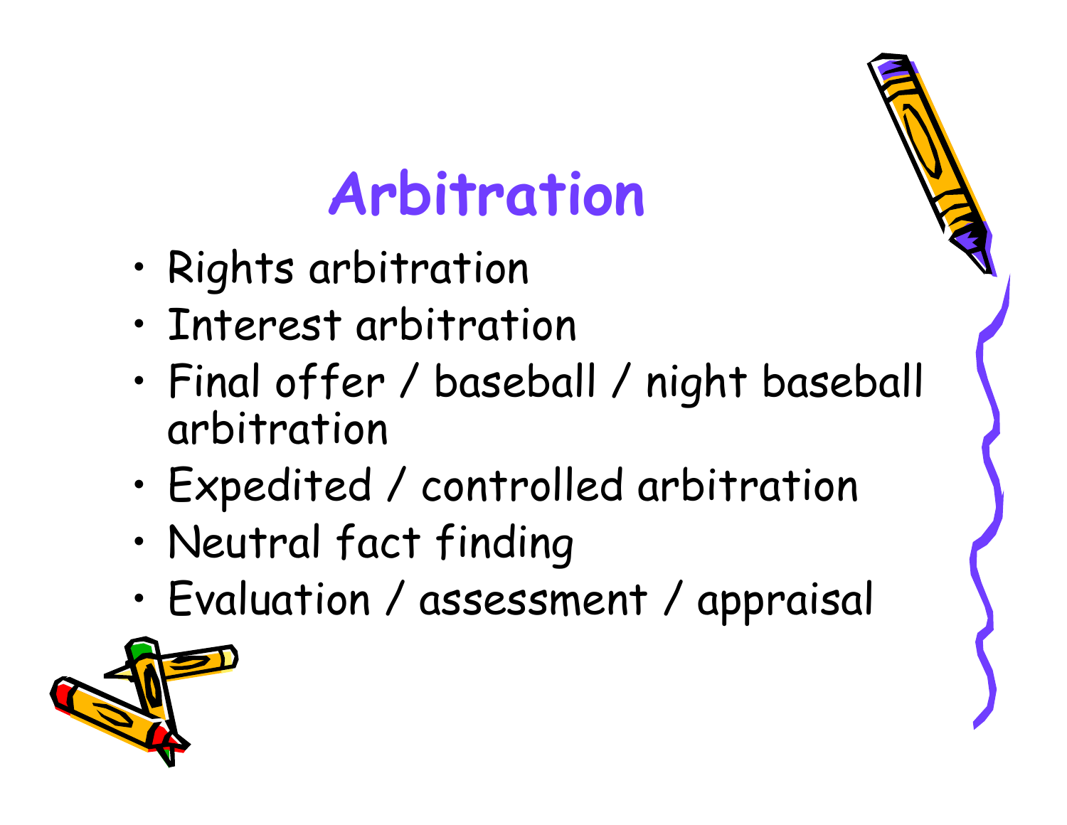# Arbitration

- Rights arbitration
- Interest arbitration
- Final offer / baseball / night baseball arbitration
- Expedited / controlled arbitration
- Neutral fact finding
- Evaluation / assessment / appraisal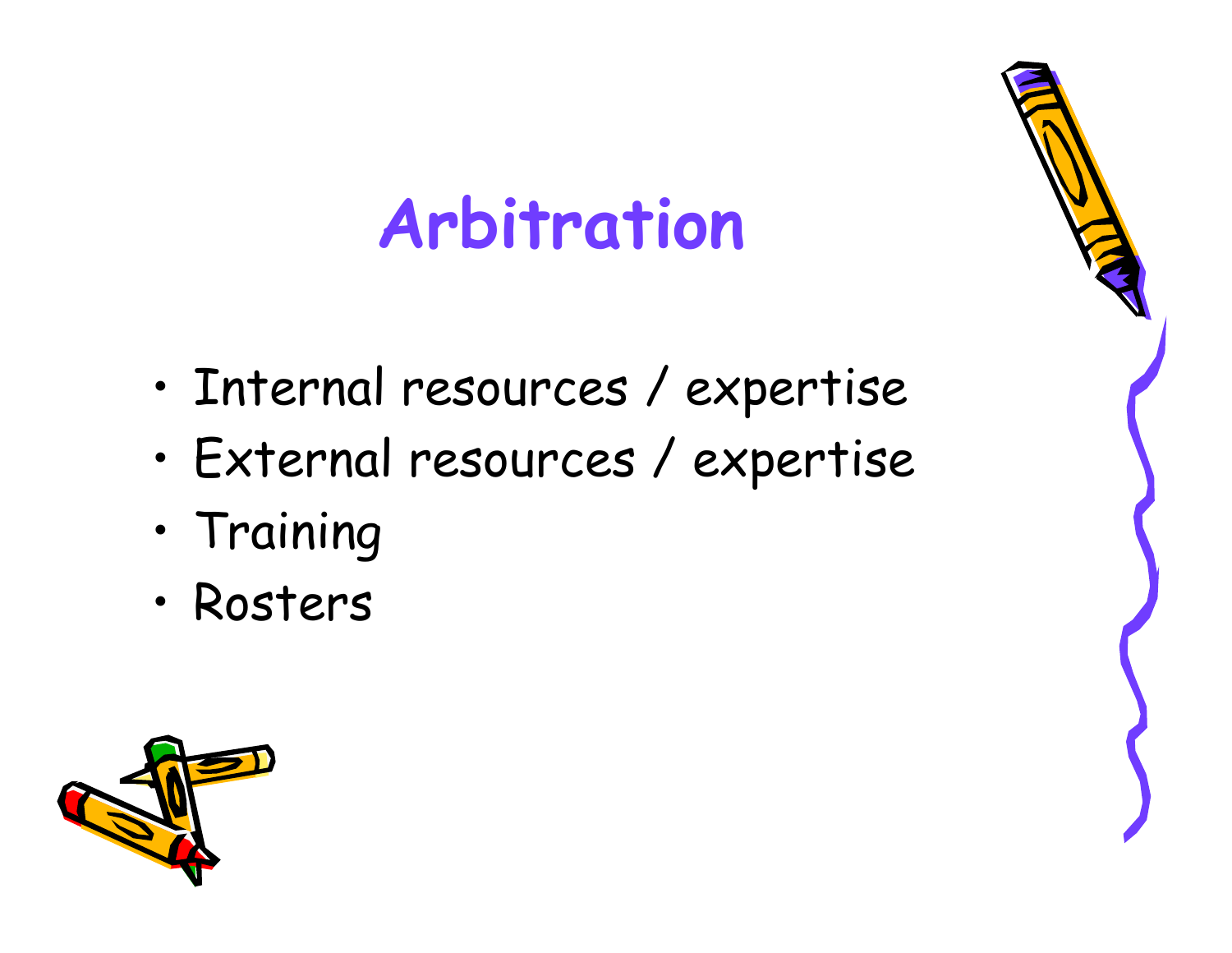# Arbitration

- Internal resources / expertise
- External resources / expertise
- Training
- Rosters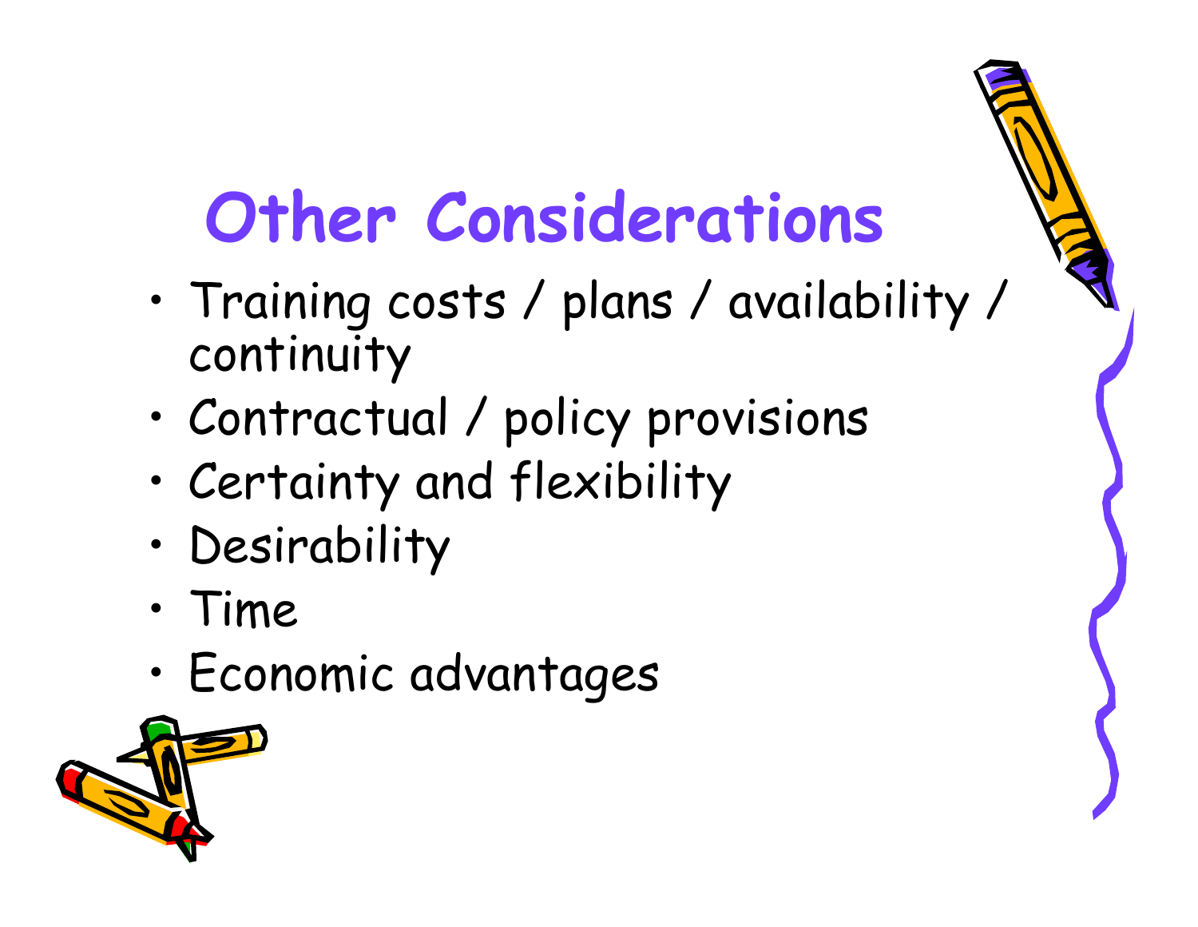# Other Considerations

- Training costs / plans / availability / continuity
- Contractual / policy provisions
- Certainty and flexibility
- Desirability
- Time
- Economic advantages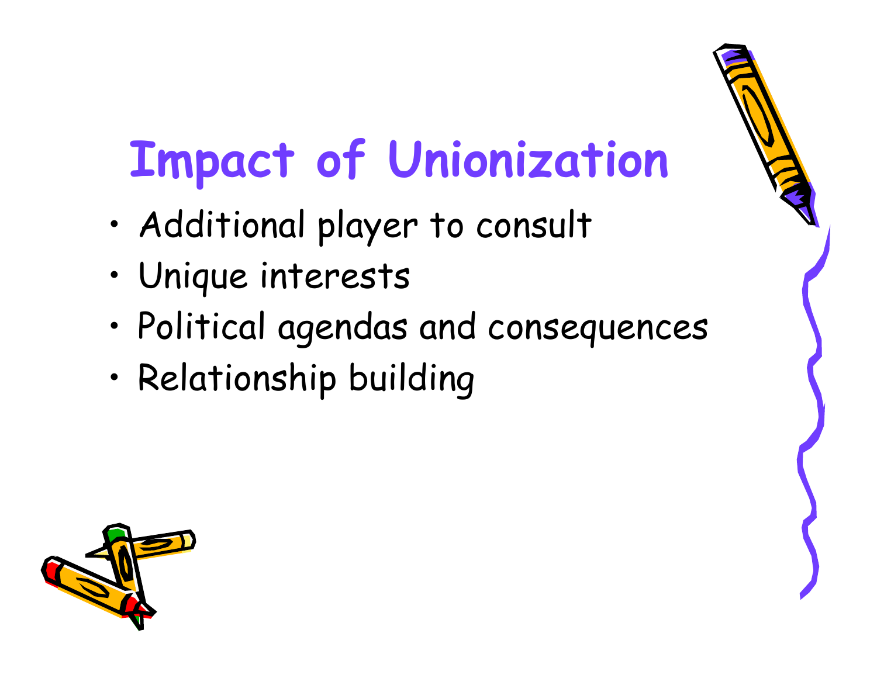# Impact of Unionization

- Additional player to consult
- Unique interests
- Political agendas and consequences
- Relationship building